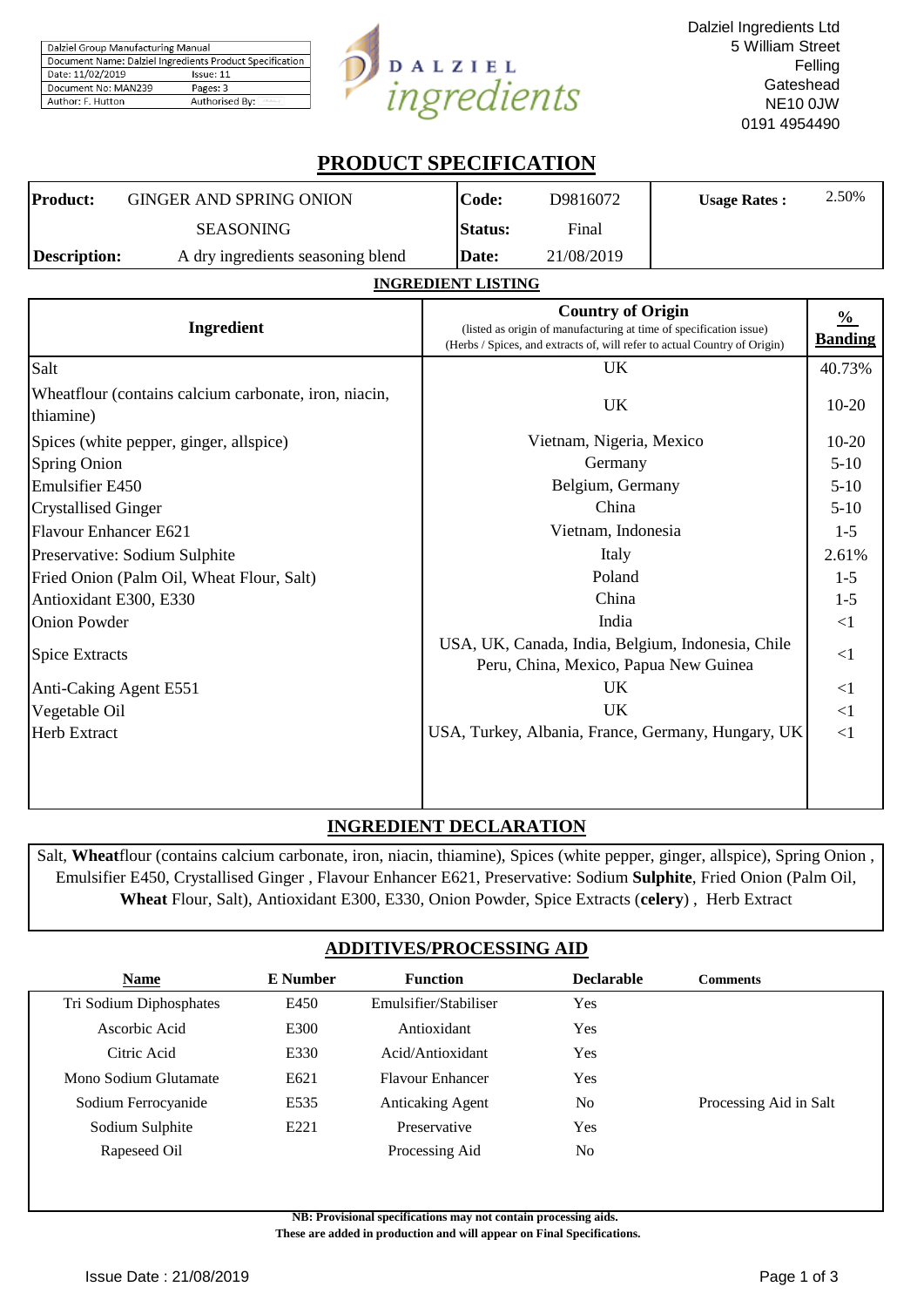| Dalziel Group Manufacturing Manual | |
|---|---|
| Document Name: Dalziel Ingredients Product Specification | |
| Date: 11/02/2019 | Issue: 11 |
| Document No: MAN239 | Pages: 3 |
| Author: F. Hutton | Authorised By: |

DALZIEL *ingredients*

Dalziel Ingredients Ltd
5 William Street
Felling
Gateshead
NE10 0JW
0191 4954490

# PRODUCT SPECIFICATION

| | | | | | |
|---|---|---|---|---|---|
| **Product:** | GINGER AND SPRING ONION SEASONING | **Code:** | D9816072 | **Usage Rates :** | 2.50% |
| | | **Status:** | Final | | |
| **Description:** | A dry ingredients seasoning blend | **Date:** | 21/08/2019 | | |

## INGREDIENT LISTING

| **Ingredient** | **Country of Origin** (listed as origin of manufacturing at time of specification issue) (Herbs / Spices, and extracts of, will refer to actual Country of Origin) | **% Banding** |
|---|---|---|
| Salt | UK | 40.73% |
| Wheatflour (contains calcium carbonate, iron, niacin, thiamine) | UK | 10-20 |
| Spices (white pepper, ginger, allspice) | Vietnam, Nigeria, Mexico | 10-20 |
| Spring Onion | Germany | 5-10 |
| Emulsifier E450 | Belgium, Germany | 5-10 |
| Crystallised Ginger | China | 5-10 |
| Flavour Enhancer E621 | Vietnam, Indonesia | 1-5 |
| Preservative: Sodium Sulphite | Italy | 2.61% |
| Fried Onion (Palm Oil, Wheat Flour, Salt) | Poland | 1-5 |
| Antioxidant E300, E330 | China | 1-5 |
| Onion Powder | India | <1 |
| Spice Extracts | USA, UK, Canada, India, Belgium, Indonesia, Chile Peru, China, Mexico, Papua New Guinea | <1 |
| Anti-Caking Agent E551 | UK | <1 |
| Vegetable Oil | UK | <1 |
| Herb Extract | USA, Turkey, Albania, France, Germany, Hungary, UK | <1 |

## INGREDIENT DECLARATION

Salt, **Wheat**flour (contains calcium carbonate, iron, niacin, thiamine), Spices (white pepper, ginger, allspice), Spring Onion , Emulsifier E450, Crystallised Ginger , Flavour Enhancer E621, Preservative: Sodium **Sulphite**, Fried Onion (Palm Oil, **Wheat** Flour, Salt), Antioxidant E300, E330, Onion Powder, Spice Extracts (**celery**) , Herb Extract

## ADDITIVES/PROCESSING AID

| **Name** | **E Number** | **Function** | **Declarable** | **Comments** |
|---|---|---|---|---|
| Tri Sodium Diphosphates | E450 | Emulsifier/Stabiliser | Yes | |
| Ascorbic Acid | E300 | Antioxidant | Yes | |
| Citric Acid | E330 | Acid/Antioxidant | Yes | |
| Mono Sodium Glutamate | E621 | Flavour Enhancer | Yes | |
| Sodium Ferrocyanide | E535 | Anticaking Agent | No | Processing Aid in Salt |
| Sodium Sulphite | E221 | Preservative | Yes | |
| Rapeseed Oil | | Processing Aid | No | |

**NB: Provisional specifications may not contain processing aids.**
**These are added in production and will appear on Final Specifications.**

Issue Date : 21/08/2019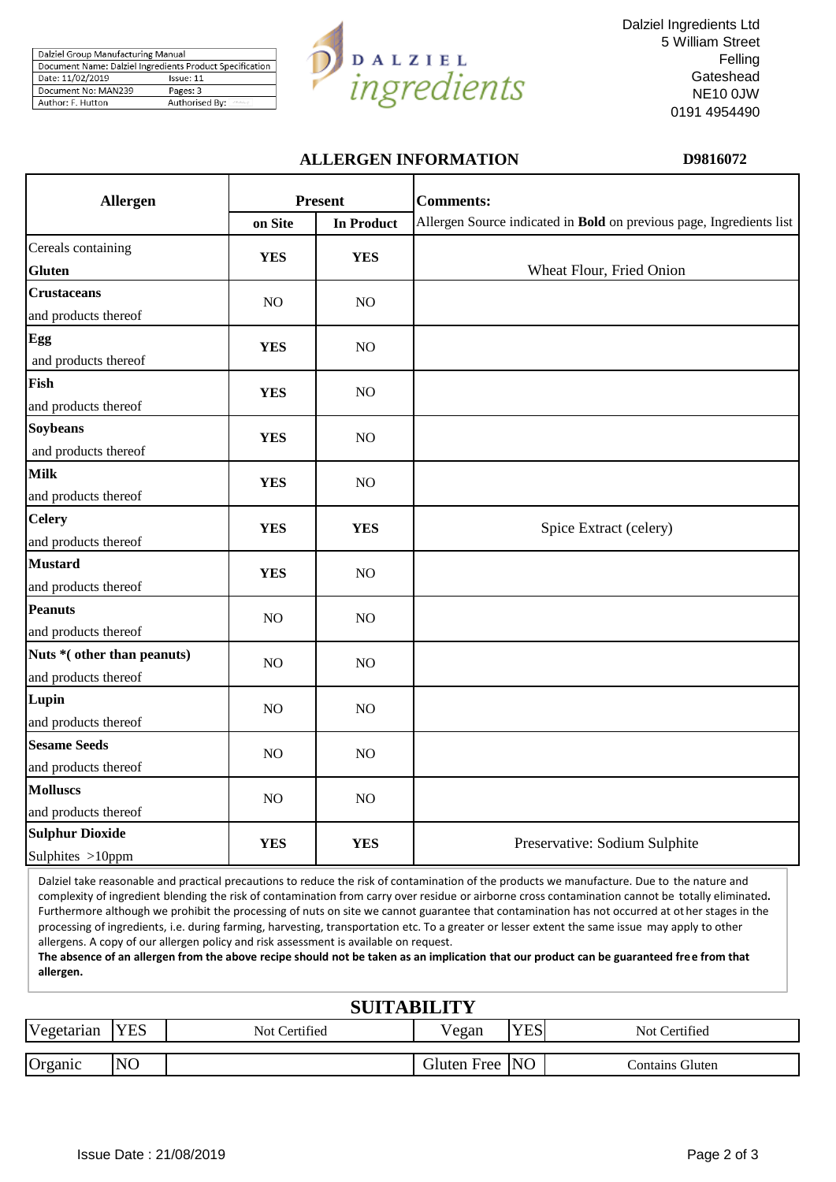| Dalziel Group Manufacturing Manual | |
|---|---|
| Document Name: Dalziel Ingredients Product Specification | |
| Date: 11/02/2019 | Issue: 11 |
| Document No: MAN239 | Pages: 3 |
| Author: F. Hutton | Authorised By: |

**DALZIEL ingredients**

Dalziel Ingredients Ltd
5 William Street
Felling
Gateshead
NE10 0JW
0191 4954490

## ALLERGEN INFORMATION

**D9816072**

| Allergen | Present | | Comments: |
|---|---|---|---|
| | on Site | In Product | Allergen Source indicated in **Bold** on previous page, Ingredients list |
| Cereals containing **Gluten** | **YES** | **YES** | Wheat Flour, Fried Onion |
| **Crustaceans** and products thereof | NO | NO | |
| **Egg** and products thereof | **YES** | NO | |
| **Fish** and products thereof | **YES** | NO | |
| **Soybeans** and products thereof | **YES** | NO | |
| **Milk** and products thereof | **YES** | NO | |
| **Celery** and products thereof | **YES** | **YES** | Spice Extract (celery) |
| **Mustard** and products thereof | **YES** | NO | |
| **Peanuts** and products thereof | NO | NO | |
| **Nuts *( other than peanuts)** and products thereof | NO | NO | |
| **Lupin** and products thereof | NO | NO | |
| **Sesame Seeds** and products thereof | NO | NO | |
| **Molluscs** and products thereof | NO | NO | |
| **Sulphur Dioxide** Sulphites >10ppm | **YES** | **YES** | Preservative: Sodium Sulphite |

Dalziel take reasonable and practical precautions to reduce the risk of contamination of the products we manufacture. Due to the nature and complexity of ingredient blending the risk of contamination from carry over residue or airborne cross contamination cannot be totally eliminated. Furthermore although we prohibit the processing of nuts on site we cannot guarantee that contamination has not occurred at other stages in the processing of ingredients, i.e. during farming, harvesting, transportation etc. To a greater or lesser extent the same issue may apply to other allergens. A copy of our allergen policy and risk assessment is available on request.
**The absence of an allergen from the above recipe should not be taken as an implication that our product can be guaranteed free from that allergen.**

## SUITABILITY

| | | | | | |
|---|---|---|---|---|---|
| Vegetarian | YES | Not Certified | Vegan | YES | Not Certified |
| Organic | NO | | Gluten Free | NO | Contains Gluten |

Issue Date : 21/08/2019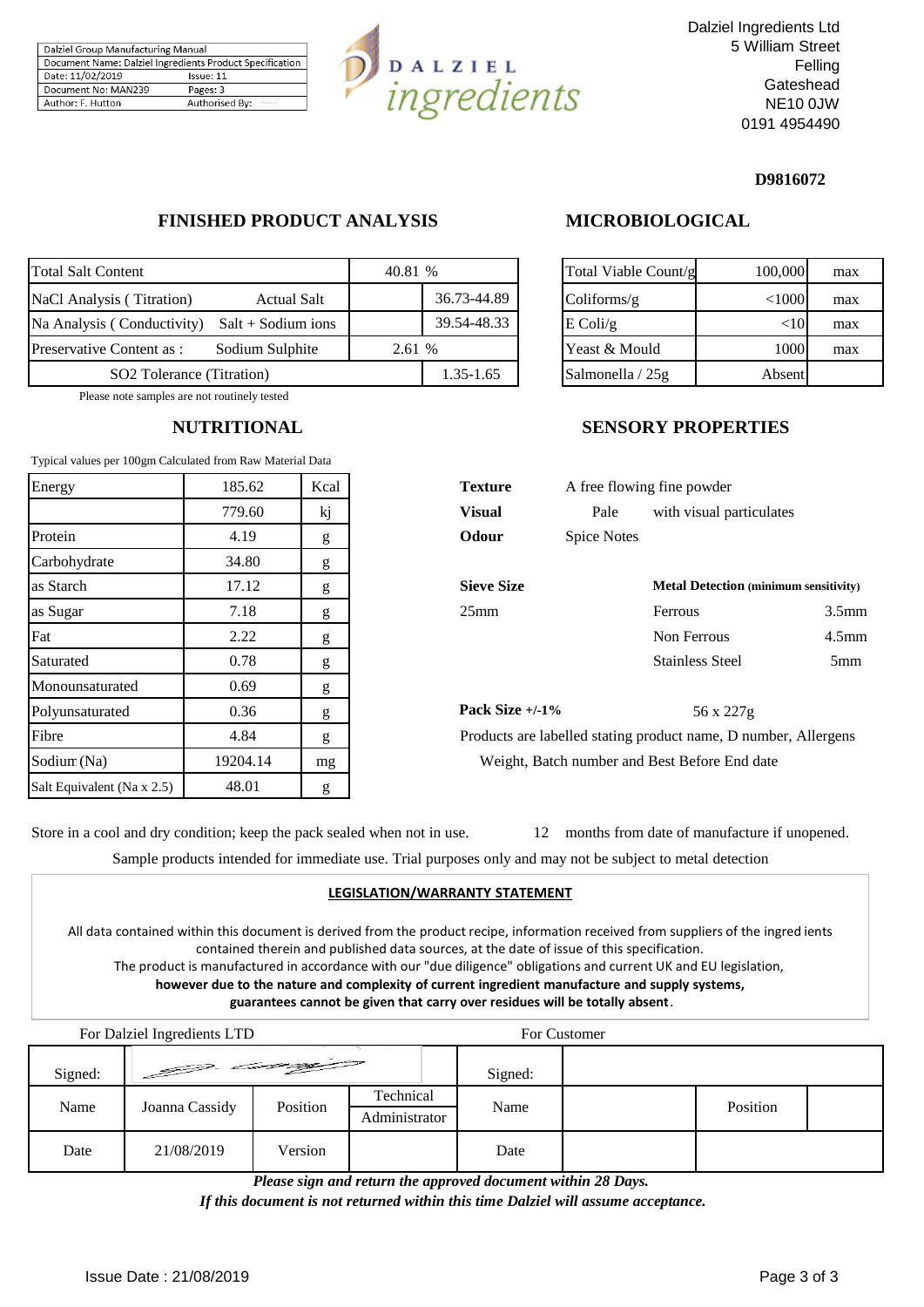| Dalziel Group Manufacturing Manual | |
|---|---|
| Document Name: Dalziel Ingredients Product Specification | |
| Date: 11/02/2019 | Issue: 11 |
| Document No: MAN239 | Pages: 3 |
| Author: F. Hutton | Authorised By: |

DALZIEL ingredients

Dalziel Ingredients Ltd
5 William Street
Felling
Gateshead
NE10 0JW
0191 4954490

**D9816072**

## FINISHED PRODUCT ANALYSIS

| | | | |
|---|---|---|---|
| Total Salt Content | | 40.81 % | |
| NaCl Analysis ( Titration) | Actual Salt | | 36.73-44.89 |
| Na Analysis ( Conductivity) | Salt + Sodium ions | | 39.54-48.33 |
| Preservative Content as : | Sodium Sulphite | 2.61 % | |
| SO2 Tolerance (Titration) | | | 1.35-1.65 |

Please note samples are not routinely tested

## MICROBIOLOGICAL

| | | |
|---|---|---|
| Total Viable Count/g | 100,000 | max |
| Coliforms/g | <1000 | max |
| E Coli/g | <10 | max |
| Yeast & Mould | 1000 | max |
| Salmonella / 25g | Absent | |

## NUTRITIONAL

Typical values per 100gm Calculated from Raw Material Data

| | | |
|---|---|---|
| Energy | 185.62 | Kcal |
| | 779.60 | kj |
| Protein | 4.19 | g |
| Carbohydrate | 34.80 | g |
| as Starch | 17.12 | g |
| as Sugar | 7.18 | g |
| Fat | 2.22 | g |
| Saturated | 0.78 | g |
| Monounsaturated | 0.69 | g |
| Polyunsaturated | 0.36 | g |
| Fibre | 4.84 | g |
| Sodium (Na) | 19204.14 | mg |
| Salt Equivalent (Na x 2.5) | 48.01 | g |

## SENSORY PROPERTIES

**Texture** A free flowing fine powder

**Visual** Pale with visual particulates

**Odour** Spice Notes

**Sieve Size**
25mm

**Metal Detection** (minimum sensitivity)

| | |
|---|---|
| Ferrous | 3.5mm |
| Non Ferrous | 4.5mm |
| Stainless Steel | 5mm |

**Pack Size +/-1%** 56 x 227g

Products are labelled stating product name, D number, Allergens Weight, Batch number and Best Before End date

Store in a cool and dry condition; keep the pack sealed when not in use. 12 months from date of manufacture if unopened.

Sample products intended for immediate use. Trial purposes only and may not be subject to metal detection

**LEGISLATION/WARRANTY STATEMENT**

All data contained within this document is derived from the product recipe, information received from suppliers of the ingred ients contained therein and published data sources, at the date of issue of this specification.
The product is manufactured in accordance with our "due diligence" obligations and current UK and EU legislation,
**however due to the nature and complexity of current ingredient manufacture and supply systems, guarantees cannot be given that carry over residues will be totally absent**.

| For Dalziel Ingredients LTD | | | | For Customer | | | |
|---|---|---|---|---|---|---|---|
| Signed: | | | | Signed: | | | |
| Name | Joanna Cassidy | Position | Technical Administrator | Name | | Position | |
| Date | 21/08/2019 | Version | | Date | | | |

***Please sign and return the approved document within 28 Days.***
***If this document is not returned within this time Dalziel will assume acceptance.***

Issue Date : 21/08/2019